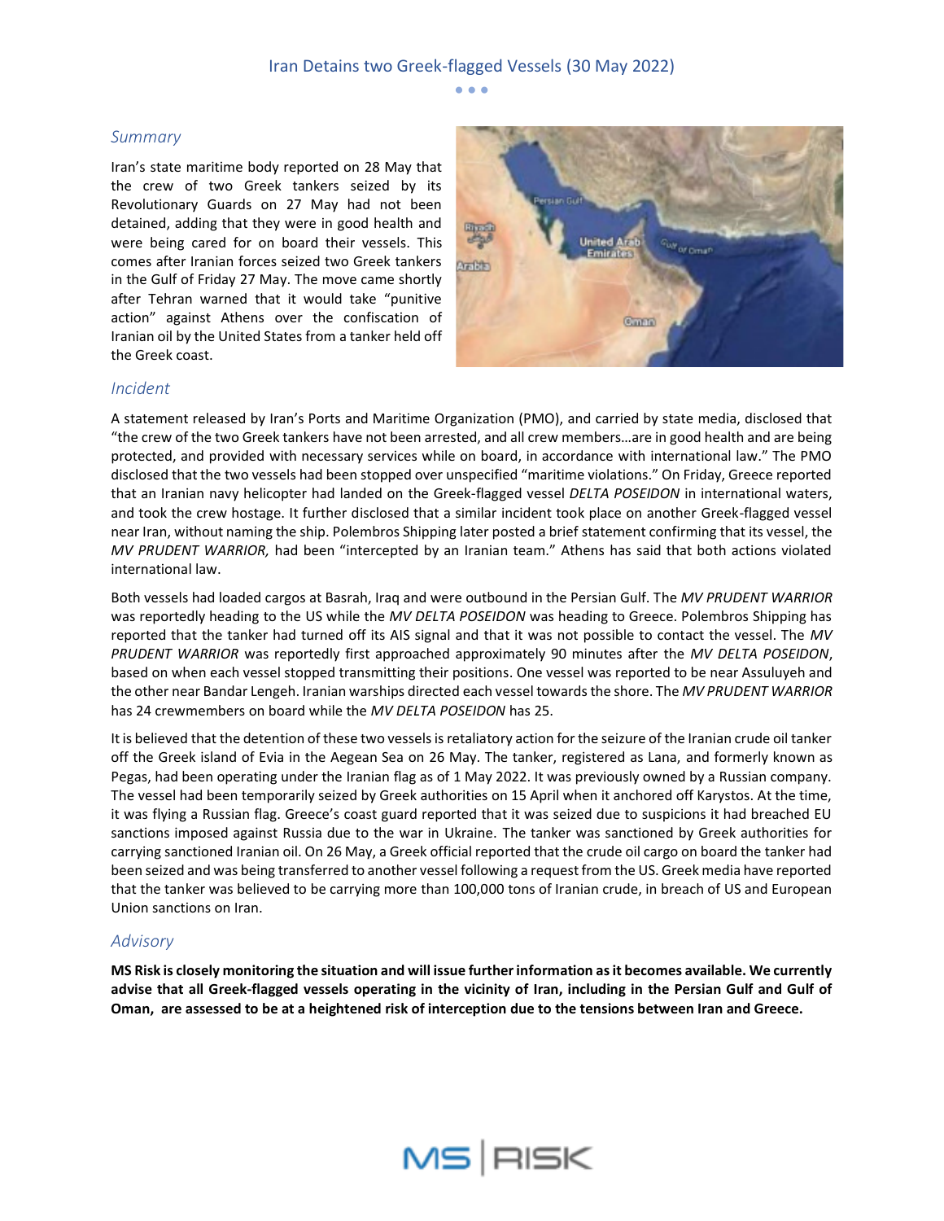# Iran Detains two Greek-flagged Vessels (30 May 2022)

## *Summary*

Iran's state maritime body reported on 28 May that the crew of two Greek tankers seized by its Revolutionary Guards on 27 May had not been detained, adding that they were in good health and were being cared for on board their vessels. This comes after Iranian forces seized two Greek tankers in the Gulf of Friday 27 May. The move came shortly after Tehran warned that it would take "punitive action" against Athens over the confiscation of Iranian oil by the United States from a tanker held off the Greek coast.

## *Incident*

A statement released by Iran's Ports and Maritime Organization (PMO), and carried by state media, disclosed that "the crew of the two Greek tankers have not been arrested, and all crew members…are in good health and are being protected, and provided with necessary services while on board, in accordance with international law." The PMO disclosed that the two vessels had been stopped over unspecified "maritime violations." On Friday, Greece reported that an Iranian navy helicopter had landed on the Greek-flagged vessel *DELTA POSEIDON* in international waters, and took the crew hostage. It further disclosed that a similar incident took place on another Greek-flagged vessel near Iran, without naming the ship. Polembros Shipping later posted a brief statement confirming that its vessel, the *MV PRUDENT WARRIOR,* had been "intercepted by an Iranian team." Athens has said that both actions violated international law.

Both vessels had loaded cargos at Basrah, Iraq and were outbound in the Persian Gulf. The *MV PRUDENT WARRIOR* was reportedly heading to the US while the *MV DELTA POSEIDON* was heading to Greece. Polembros Shipping has reported that the tanker had turned off its AIS signal and that it was not possible to contact the vessel. The *MV PRUDENT WARRIOR* was reportedly first approached approximately 90 minutes after the *MV DELTA POSEIDON*, based on when each vessel stopped transmitting their positions. One vessel was reported to be near Assuluyeh and the other near Bandar Lengeh. Iranian warships directed each vessel towards the shore. The *MV PRUDENT WARRIOR* has 24 crewmembers on board while the *MV DELTA POSEIDON* has 25.

It is believed that the detention of these two vessels is retaliatory action for the seizure of the Iranian crude oil tanker off the Greek island of Evia in the Aegean Sea on 26 May. The tanker, registered as Lana, and formerly known as Pegas, had been operating under the Iranian flag as of 1 May 2022. It was previously owned by a Russian company. The vessel had been temporarily seized by Greek authorities on 15 April when it anchored off Karystos. At the time, it was flying a Russian flag. Greece's coast guard reported that it was seized due to suspicions it had breached EU sanctions imposed against Russia due to the war in Ukraine. The tanker was sanctioned by Greek authorities for carrying sanctioned Iranian oil. On 26 May, a Greek official reported that the crude oil cargo on board the tanker had been seized and was being transferred to another vessel following a request from the US. Greek media have reported that the tanker was believed to be carrying more than 100,000 tons of Iranian crude, in breach of US and European Union sanctions on Iran.

## *Advisory*

**MS Risk is closely monitoring the situation and will issue further information as it becomes available. We currently advise that all Greek-flagged vessels operating in the vicinity of Iran, including in the Persian Gulf and Gulf of Oman, are assessed to be at a heightened risk of interception due to the tensions between Iran and Greece.**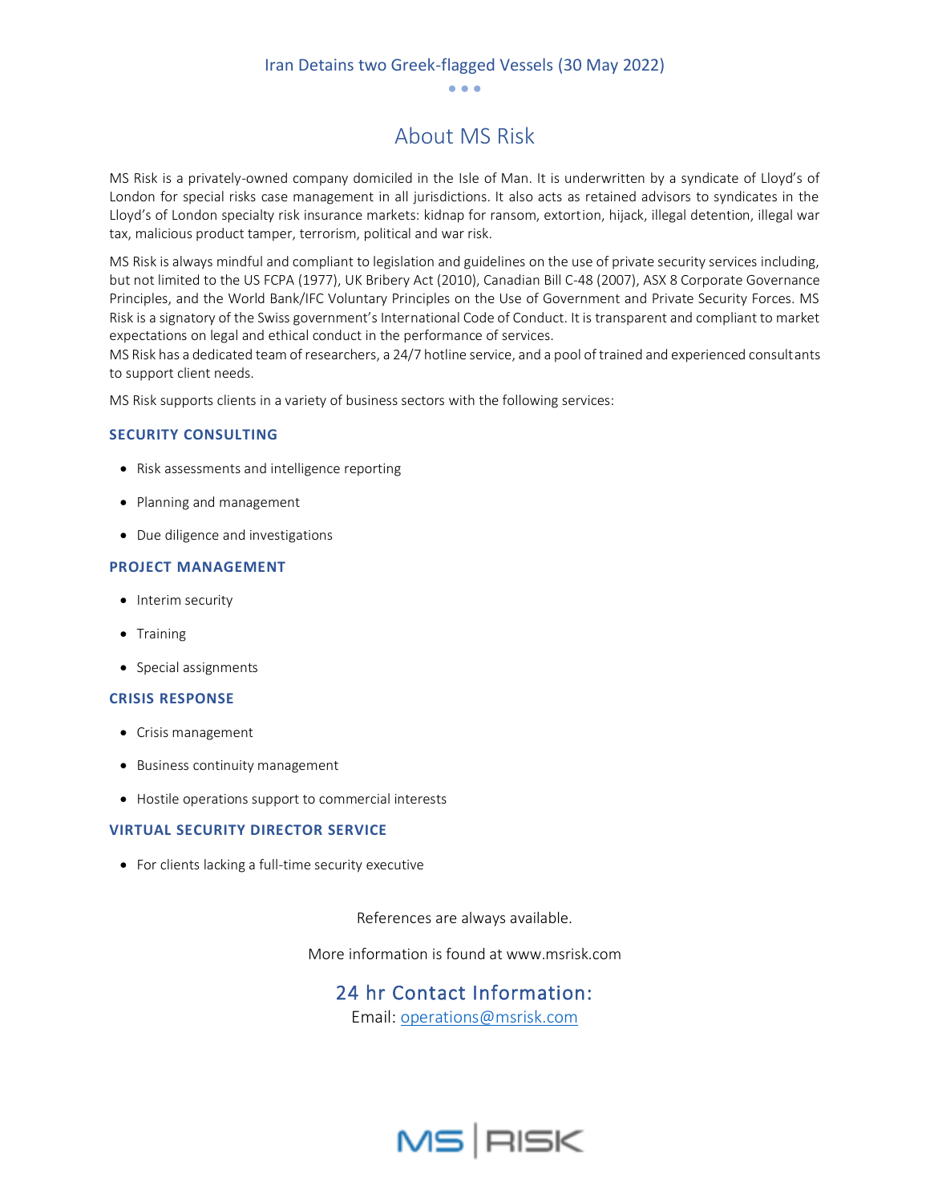# About MS Risk

MS Risk is a privately-owned company domiciled in the Isle of Man. It is underwritten by a syndicate of Lloyd's of London for special risks case management in all jurisdictions. It also acts as retained advisors to syndicates in the Lloyd's of London specialty risk insurance markets: kidnap for ransom, extortion, hijack, illegal detention, illegal war tax, malicious product tamper, terrorism, political and war risk.

MS Risk is always mindful and compliant to legislation and guidelines on the use of private security services including, but not limited to the US FCPA (1977), UK Bribery Act (2010), Canadian Bill C-48 (2007), ASX 8 Corporate Governance Principles, and the World Bank/IFC Voluntary Principles on the Use of Government and Private Security Forces. MS Risk is a signatory of the Swiss government's International Code of Conduct. It is transparent and compliant to market expectations on legal and ethical conduct in the performance of services.
MS Risk has a dedicated team of researchers, a 24/7 hotline service, and a pool of trained and experienced consultants to support client needs.

MS Risk supports clients in a variety of business sectors with the following services:

### SECURITY CONSULTING

- Risk assessments and intelligence reporting
- Planning and management
- Due diligence and investigations

### PROJECT MANAGEMENT

- Interim security
- Training
- Special assignments

### CRISIS RESPONSE

- Crisis management
- Business continuity management
- Hostile operations support to commercial interests

### VIRTUAL SECURITY DIRECTOR SERVICE

- For clients lacking a full-time security executive

References are always available.

More information is found at www.msrisk.com

## 24 hr Contact Information:

Email: operations@msrisk.com

MS | RISK